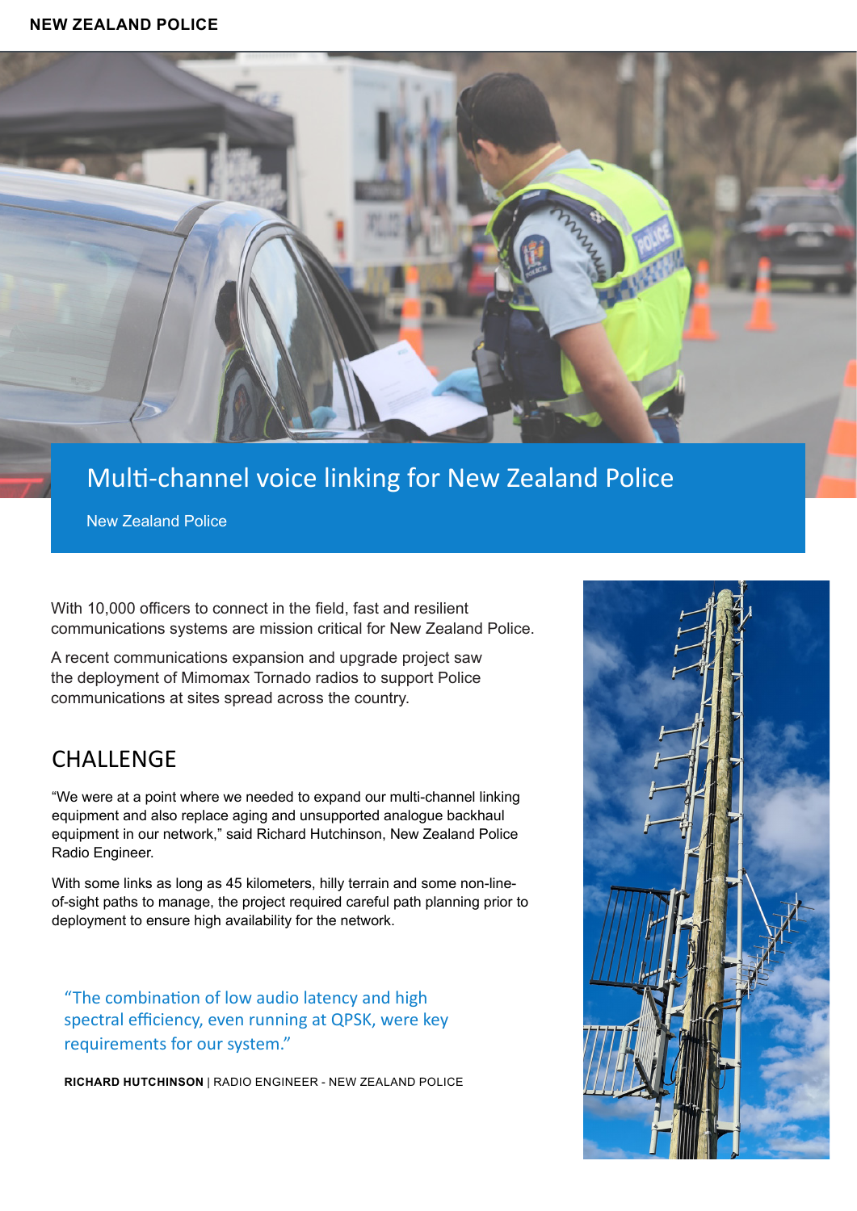# Multi-channel voice linking for New Zealand Police

New Zealand Police

With 10,000 officers to connect in the field, fast and resilient communications systems are mission critical for New Zealand Police.

A recent communications expansion and upgrade project saw the deployment of Mimomax Tornado radios to support Police communications at sites spread across the country.

## CHALLENGE

"We were at a point where we needed to expand our multi-channel linking equipment and also replace aging and unsupported analogue backhaul equipment in our network," said Richard Hutchinson, New Zealand Police Radio Engineer.

With some links as long as 45 kilometers, hilly terrain and some non-line-of-sight paths to manage, the project required careful path planning prior to deployment to ensure high availability for the network.

> "The combination of low audio latency and high spectral efficiency, even running at QPSK, were key requirements for our system."
>
> **RICHARD HUTCHINSON** | RADIO ENGINEER - NEW ZEALAND POLICE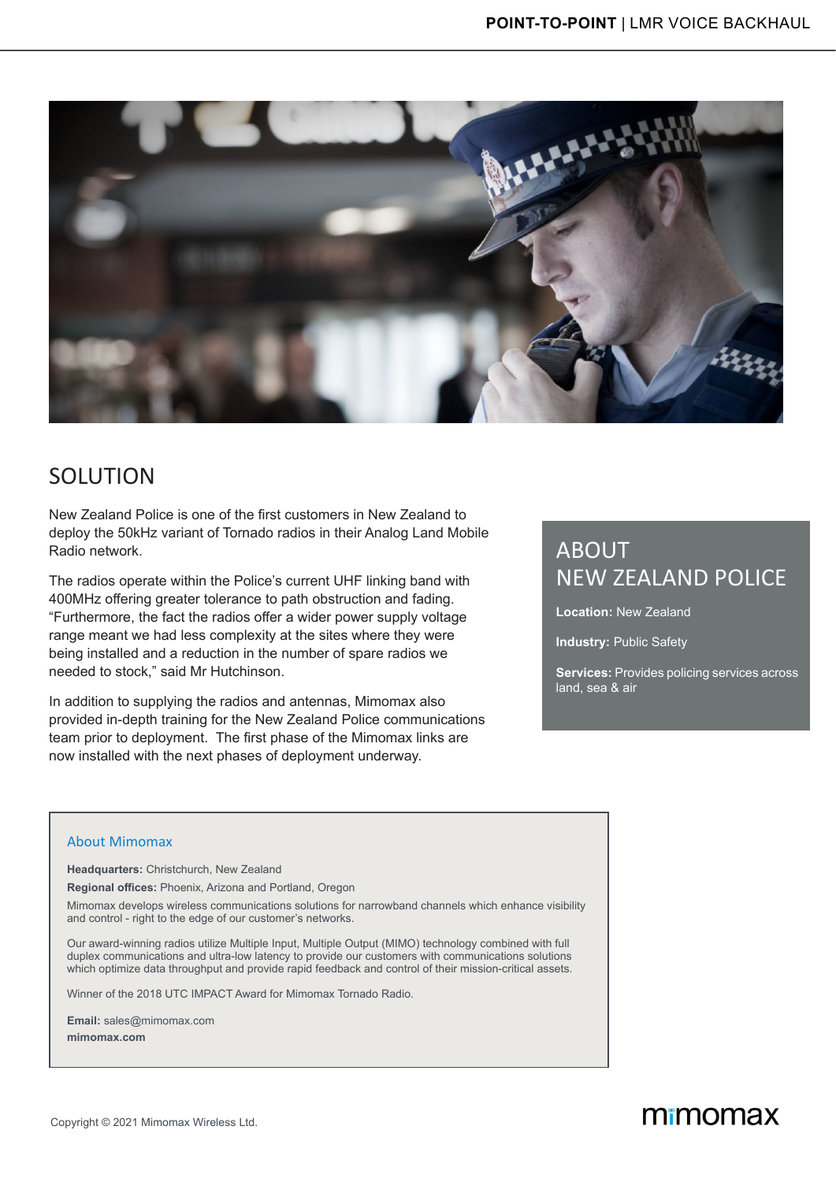## SOLUTION

New Zealand Police is one of the first customers in New Zealand to deploy the 50kHz variant of Tornado radios in their Analog Land Mobile Radio network.

The radios operate within the Police's current UHF linking band with 400MHz offering greater tolerance to path obstruction and fading. "Furthermore, the fact the radios offer a wider power supply voltage range meant we had less complexity at the sites where they were being installed and a reduction in the number of spare radios we needed to stock," said Mr Hutchinson.

In addition to supplying the radios and antennas, Mimomax also provided in-depth training for the New Zealand Police communications team prior to deployment. The first phase of the Mimomax links are now installed with the next phases of deployment underway.

## ABOUT NEW ZEALAND POLICE

**Location:** New Zealand

**Industry:** Public Safety

**Services:** Provides policing services across land, sea & air

### About Mimomax

**Headquarters:** Christchurch, New Zealand

**Regional offices:** Phoenix, Arizona and Portland, Oregon

Mimomax develops wireless communications solutions for narrowband channels which enhance visibility and control - right to the edge of our customer's networks.

Our award-winning radios utilize Multiple Input, Multiple Output (MIMO) technology combined with full duplex communications and ultra-low latency to provide our customers with communications solutions which optimize data throughput and provide rapid feedback and control of their mission-critical assets.

Winner of the 2018 UTC IMPACT Award for Mimomax Tornado Radio.

**Email:** sales@mimomax.com

**mimomax.com**

Copyright © 2021 Mimomax Wireless Ltd.